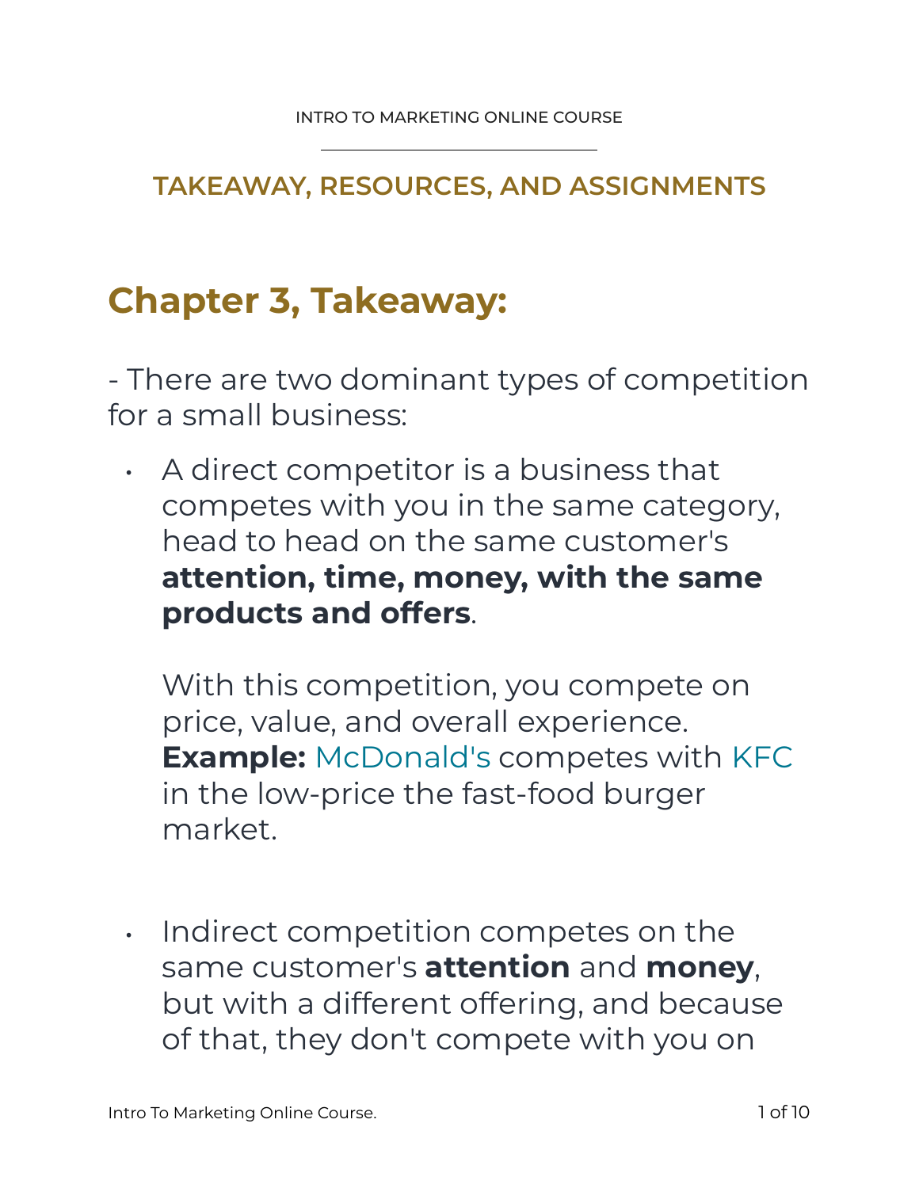INTRO TO MARKETING ONLINE COURSE

## TAKEAWAY, RESOURCES, AND ASSIGNMENTS

# Chapter 3, Takeaway:

- There are two dominant types of competition for a small business:

- A direct competitor is a business that competes with you in the same category, head to head on the same customer's **attention, time, money, with the same products and offers**.

  With this competition, you compete on price, value, and overall experience. **Example:** McDonald's competes with KFC in the low-price the fast-food burger market.

- Indirect competition competes on the same customer's **attention** and **money**, but with a different offering, and because of that, they don't compete with you on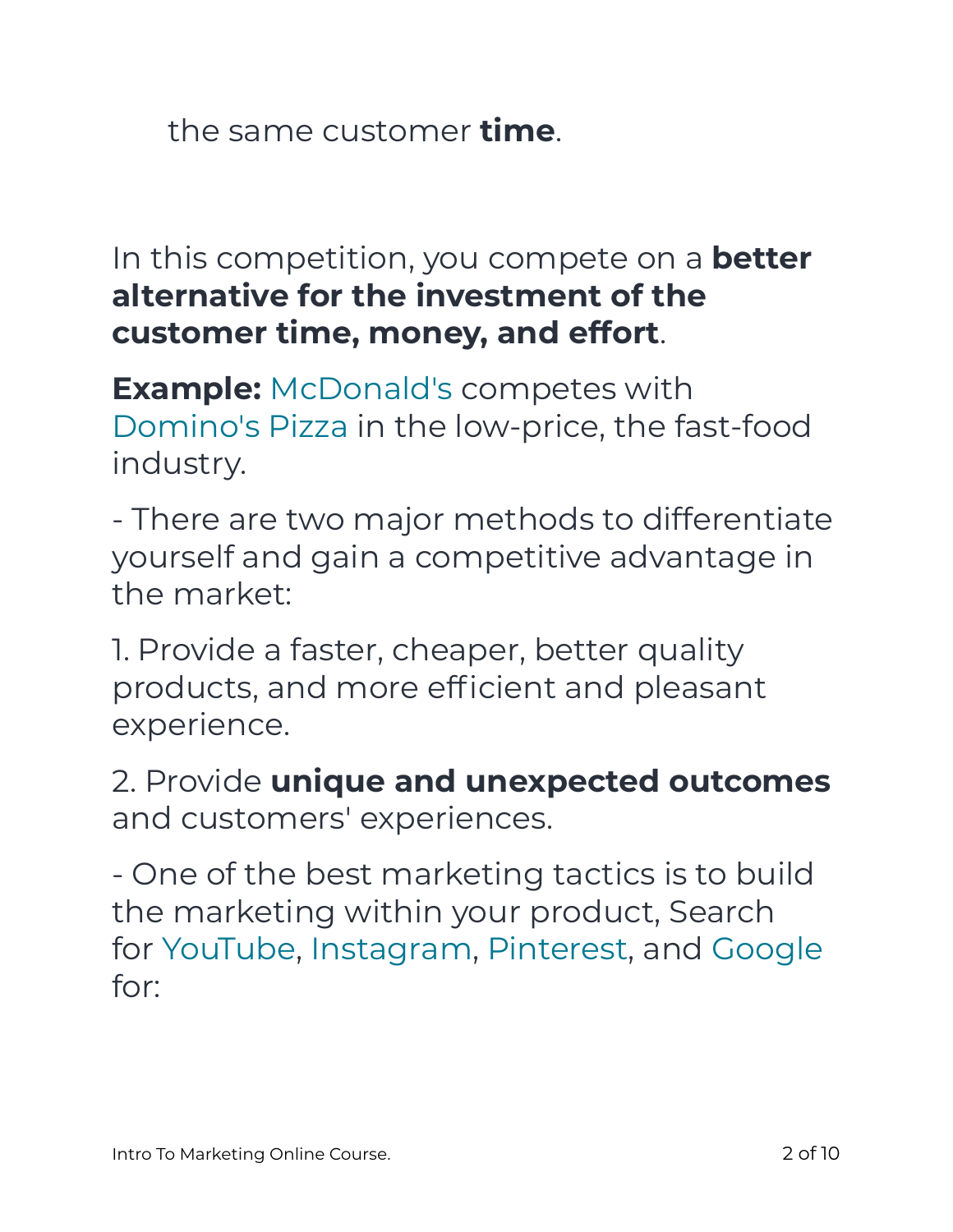the same customer **time**.

In this competition, you compete on a **better alternative for the investment of the customer time, money, and effort**.

**Example:** McDonald's competes with Domino's Pizza in the low-price, the fast-food industry.

- There are two major methods to differentiate yourself and gain a competitive advantage in the market:

1. Provide a faster, cheaper, better quality products, and more efficient and pleasant experience.

2. Provide **unique and unexpected outcomes** and customers' experiences.

- One of the best marketing tactics is to build the marketing within your product, Search for YouTube, Instagram, Pinterest, and Google for: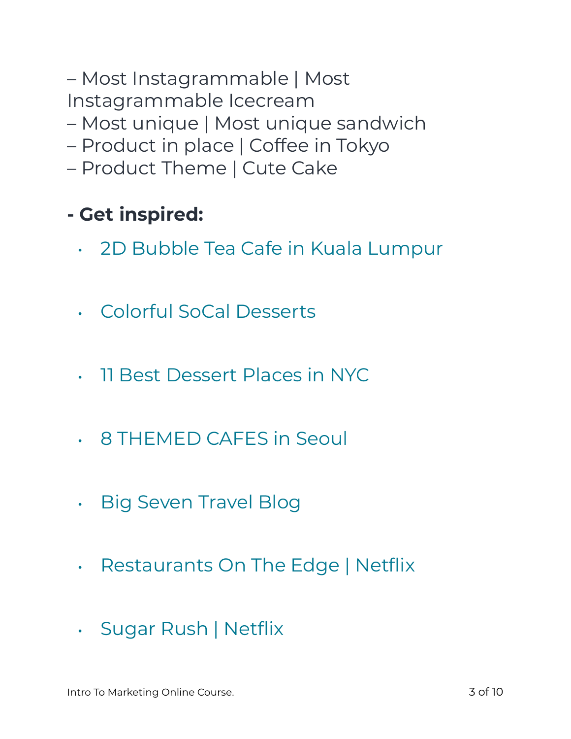– Most Instagrammable | Most Instagrammable Icecream
– Most unique | Most unique sandwich
– Product in place | Coffee in Tokyo
– Product Theme | Cute Cake

**- Get inspired:**

- 2D Bubble Tea Cafe in Kuala Lumpur
- Colorful SoCal Desserts
- 11 Best Dessert Places in NYC
- 8 THEMED CAFES in Seoul
- Big Seven Travel Blog
- Restaurants On The Edge | Netflix
- Sugar Rush | Netflix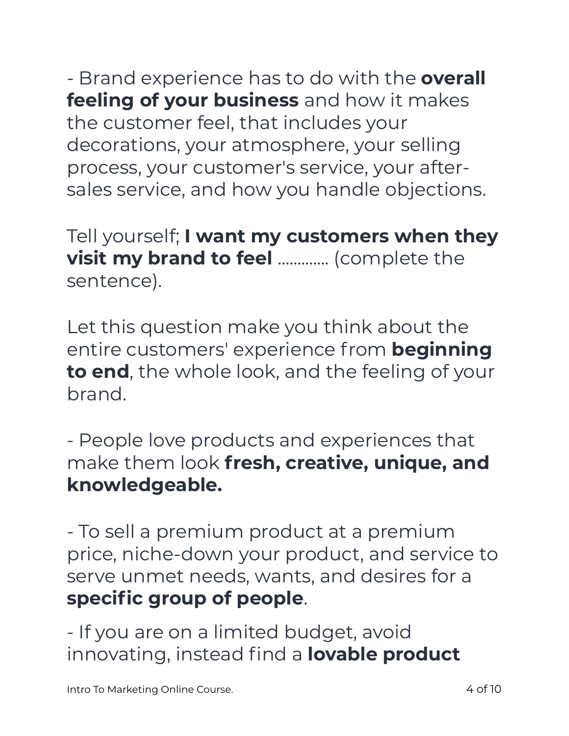- Brand experience has to do with the **overall feeling of your business** and how it makes the customer feel, that includes your decorations, your atmosphere, your selling process, your customer's service, your after-sales service, and how you handle objections.

Tell yourself; **I want my customers when they visit my brand to feel** ............. (complete the sentence).

Let this question make you think about the entire customers' experience from **beginning to end**, the whole look, and the feeling of your brand.

- People love products and experiences that make them look **fresh, creative, unique, and knowledgeable.**

- To sell a premium product at a premium price, niche-down your product, and service to serve unmet needs, wants, and desires for a **specific group of people**.

- If you are on a limited budget, avoid innovating, instead find a **lovable product**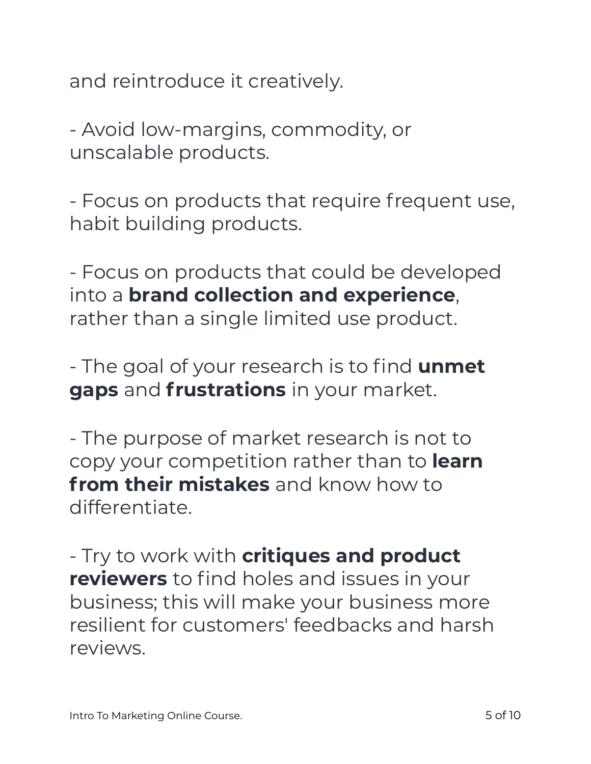and reintroduce it creatively.

- Avoid low-margins, commodity, or unscalable products.

- Focus on products that require frequent use, habit building products.

- Focus on products that could be developed into a **brand collection and experience**, rather than a single limited use product.

- The goal of your research is to find **unmet gaps** and **frustrations** in your market.

- The purpose of market research is not to copy your competition rather than to **learn from their mistakes** and know how to differentiate.

- Try to work with **critiques and product reviewers** to find holes and issues in your business; this will make your business more resilient for customers' feedbacks and harsh reviews.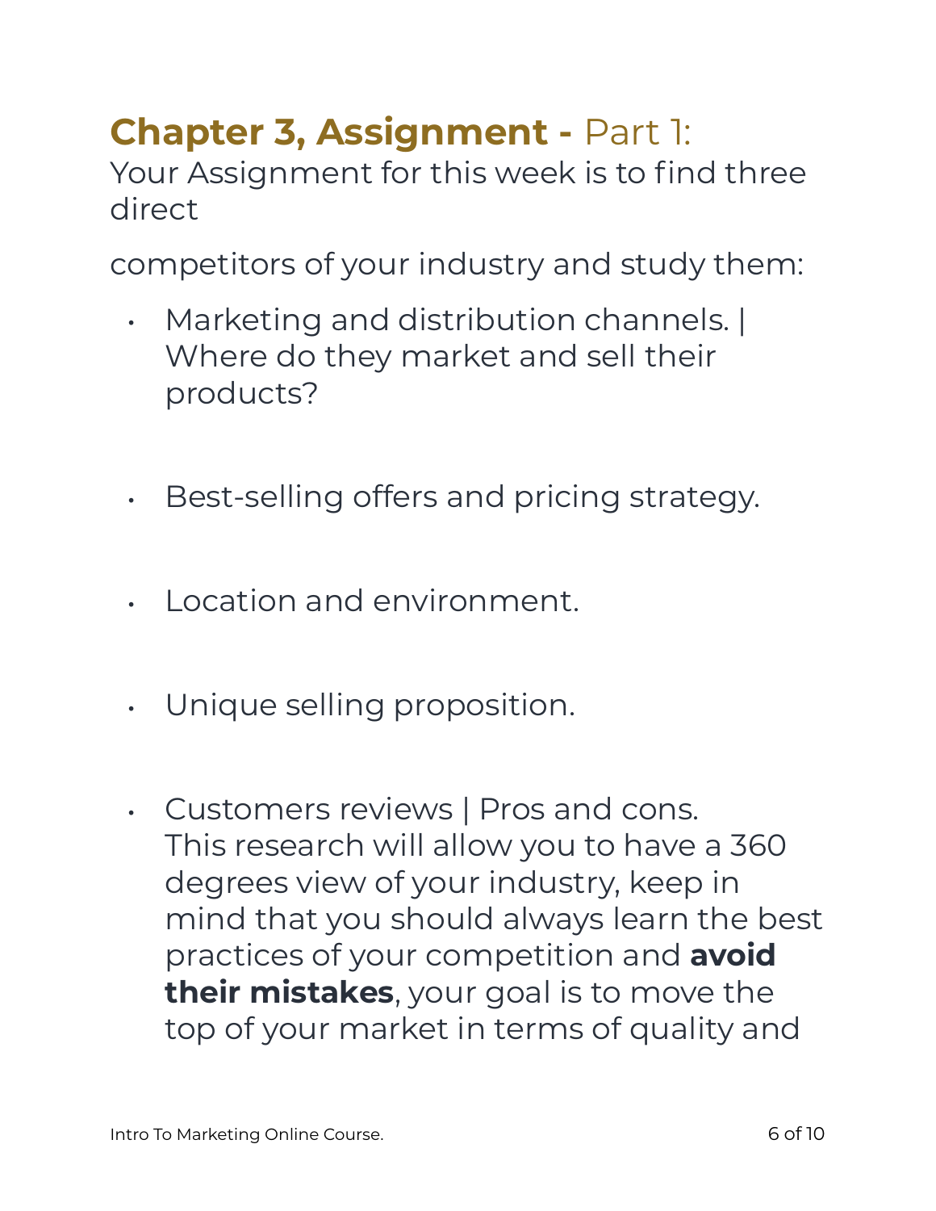# **Chapter 3, Assignment -** Part 1:

Your Assignment for this week is to find three direct

competitors of your industry and study them:

- Marketing and distribution channels. | Where do they market and sell their products?

- Best-selling offers and pricing strategy.

- Location and environment.

- Unique selling proposition.

- Customers reviews | Pros and cons.
  This research will allow you to have a 360 degrees view of your industry, keep in mind that you should always learn the best practices of your competition and **avoid their mistakes**, your goal is to move the top of your market in terms of quality and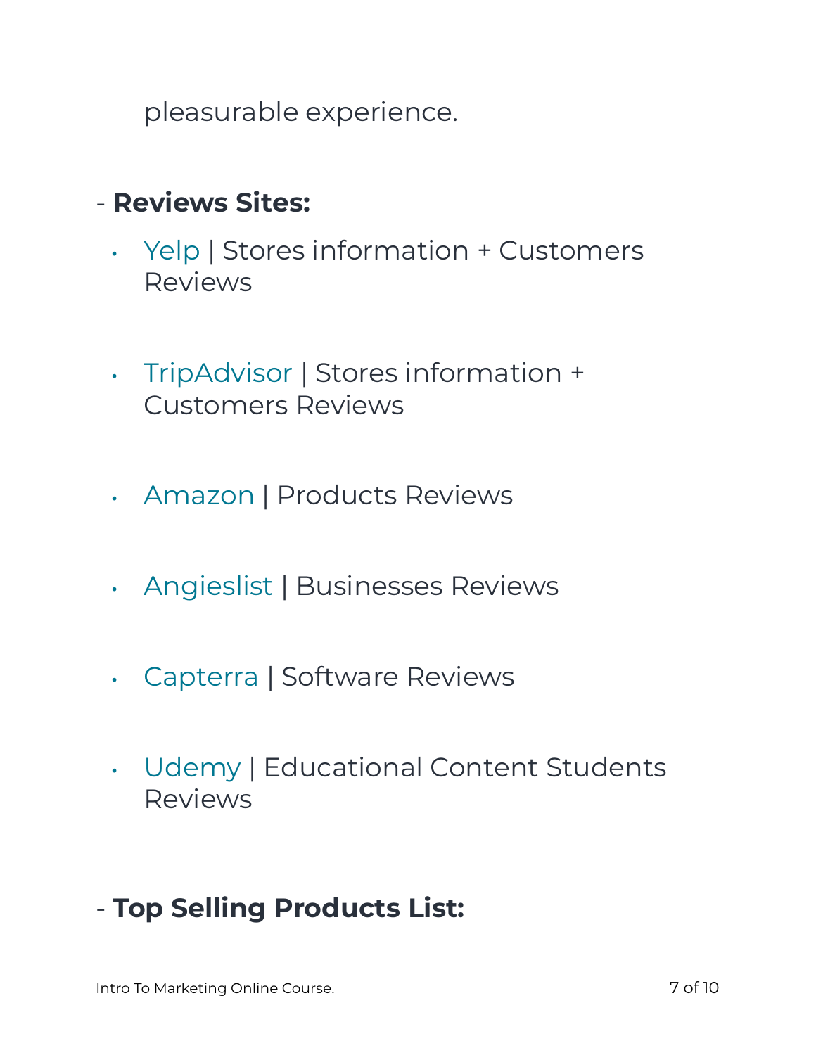pleasurable experience.

- **Reviews Sites:**

- Yelp | Stores information + Customers Reviews

- TripAdvisor | Stores information + Customers Reviews

- Amazon | Products Reviews

- Angieslist | Businesses Reviews

- Capterra | Software Reviews

- Udemy | Educational Content Students Reviews

- **Top Selling Products List:**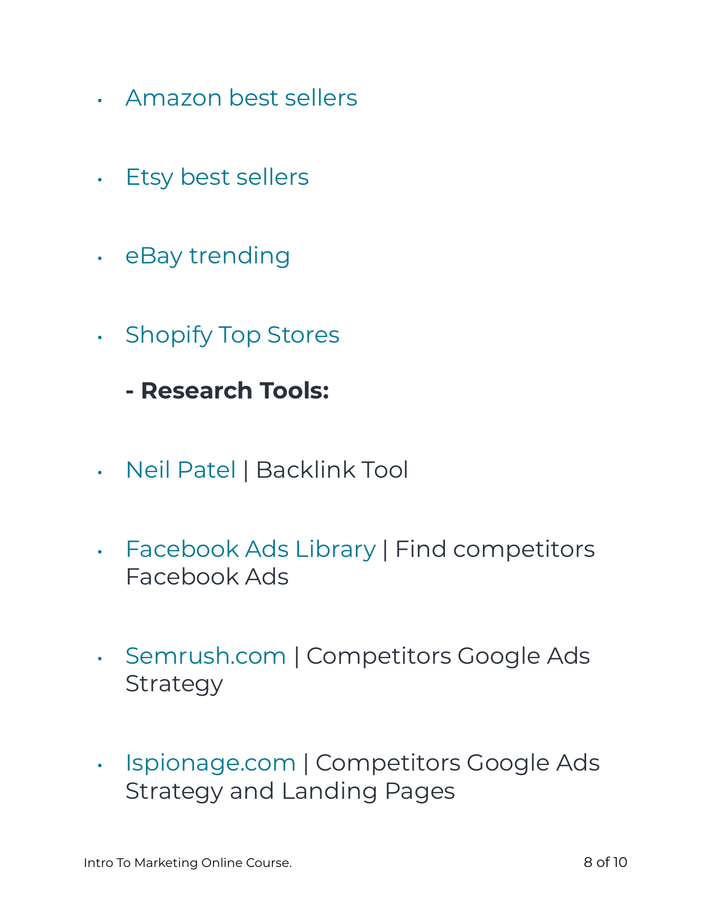- Amazon best sellers
- Etsy best sellers
- eBay trending
- Shopify Top Stores

**- Research Tools:**

- Neil Patel | Backlink Tool
- Facebook Ads Library | Find competitors Facebook Ads
- Semrush.com | Competitors Google Ads Strategy
- Ispionage.com | Competitors Google Ads Strategy and Landing Pages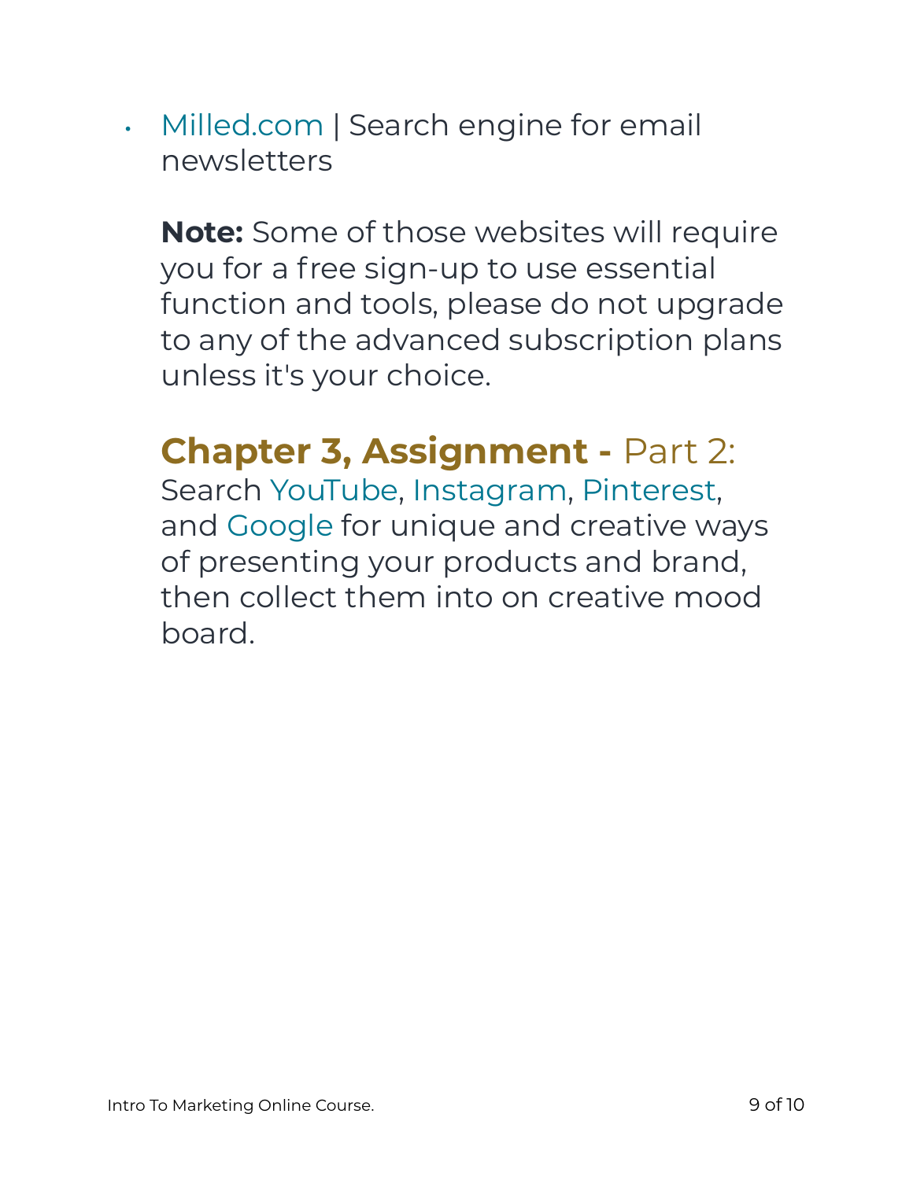- Milled.com | Search engine for email newsletters

  **Note:** Some of those websites will require you for a free sign-up to use essential function and tools, please do not upgrade to any of the advanced subscription plans unless it's your choice.

  **Chapter 3, Assignment -** Part 2:
  Search YouTube, Instagram, Pinterest, and Google for unique and creative ways of presenting your products and brand, then collect them into on creative mood board.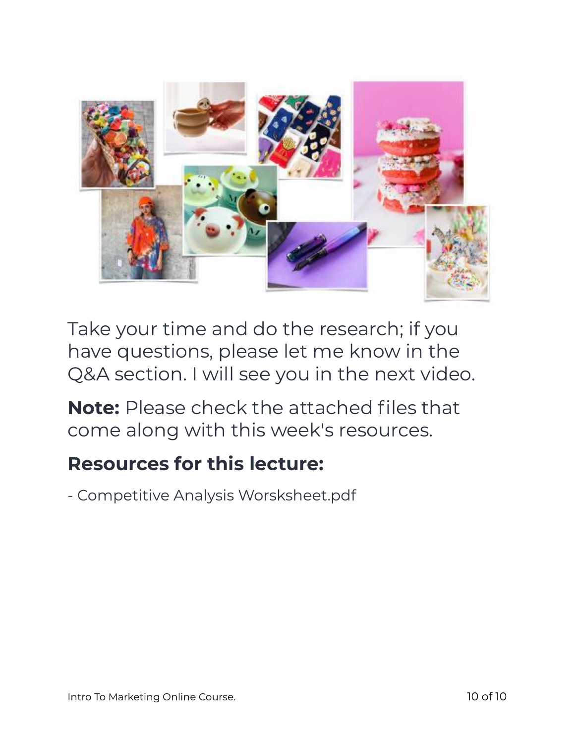Take your time and do the research; if you have questions, please let me know in the Q&A section. I will see you in the next video.

**Note:** Please check the attached files that come along with this week's resources.

## Resources for this lecture:

- Competitive Analysis Worsksheet.pdf